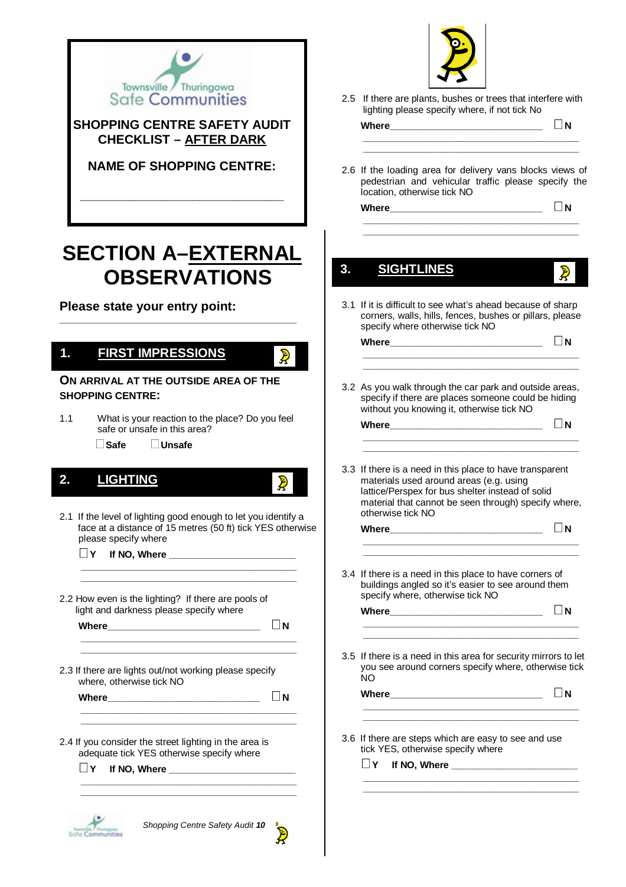Townsville / Thuringowa Safe Communities

**SHOPPING CENTRE SAFETY AUDIT CHECKLIST – AFTER DARK**

**NAME OF SHOPPING CENTRE:**

______________________________________

# SECTION A–EXTERNAL OBSERVATIONS

**Please state your entry point:**

______________________________________

## 1. FIRST IMPRESSIONS

**ON ARRIVAL AT THE OUTSIDE AREA OF THE SHOPPING CENTRE:**

1.1 What is your reaction to the place? Do you feel safe or unsafe in this area?

☐ **Safe** ☐ **Unsafe**

## 2. LIGHTING

2.1 If the level of lighting good enough to let you identify a face at a distance of 15 metres (50 ft) tick YES otherwise please specify where

☐ **Y** **If NO, Where** ______________________

______________________________________

______________________________________

2.2 How even is the lighting? If there are pools of light and darkness please specify where

**Where**______________________________ ☐ **N**

______________________________________

______________________________________

2.3 If there are lights out/not working please specify where, otherwise tick NO

**Where**______________________________ ☐ **N**

______________________________________

______________________________________

2.4 If you consider the street lighting in the area is adequate tick YES otherwise specify where

☐ **Y** **If NO, Where** ______________________

______________________________________

______________________________________

2.5 If there are plants, bushes or trees that interfere with lighting please specify where, if not tick No

**Where**______________________________ ☐ **N**

______________________________________

______________________________________

2.6 If the loading area for delivery vans blocks views of pedestrian and vehicular traffic please specify the location, otherwise tick NO

**Where**______________________________ ☐ **N**

______________________________________

______________________________________

## 3. SIGHTLINES

3.1 If it is difficult to see what's ahead because of sharp corners, walls, hills, fences, bushes or pillars, please specify where otherwise tick NO

**Where**______________________________ ☐ **N**

______________________________________

______________________________________

3.2 As you walk through the car park and outside areas, specify if there are places someone could be hiding without you knowing it, otherwise tick NO

**Where**______________________________ ☐ **N**

______________________________________

______________________________________

3.3 If there is a need in this place to have transparent materials used around areas (e.g. using lattice/Perspex for bus shelter instead of solid material that cannot be seen through) specify where, otherwise tick NO

**Where**______________________________ ☐ **N**

______________________________________

______________________________________

3.4 If there is a need in this place to have corners of buildings angled so it's easier to see around them specify where, otherwise tick NO

**Where**______________________________ ☐ **N**

______________________________________

______________________________________

3.5 If there is a need in this area for security mirrors to let you see around corners specify where, otherwise tick NO

**Where**______________________________ ☐ **N**

______________________________________

______________________________________

3.6 If there are steps which are easy to see and use tick YES, otherwise specify where

☐ **Y** **If NO, Where** ______________________

______________________________________

______________________________________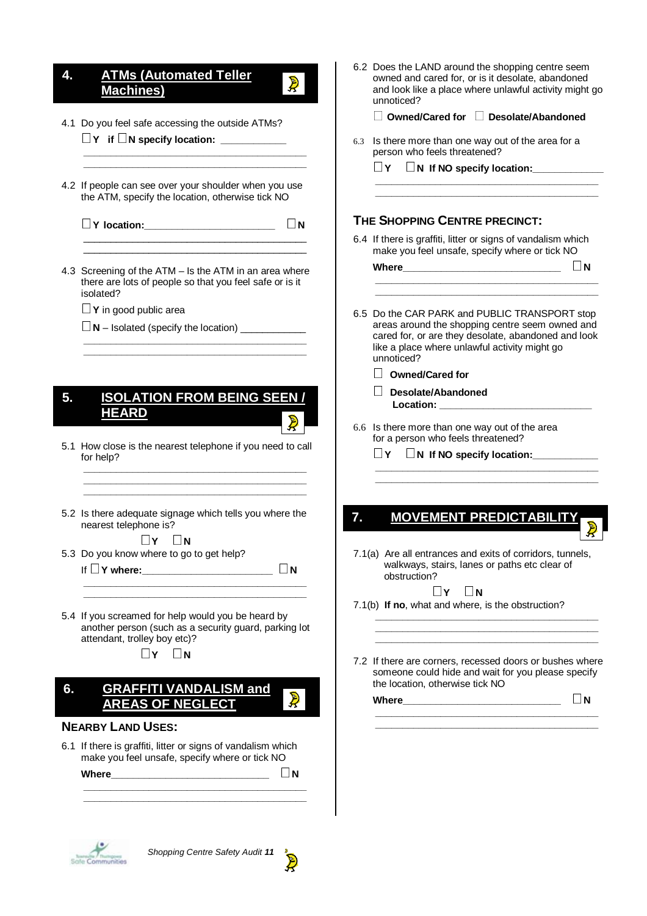## 4. ATMs (Automated Teller Machines)

4.1 Do you feel safe accessing the outside ATMs?

☐ **Y** if ☐ **N specify location:** ____________

________________________________________

________________________________________

4.2 If people can see over your shoulder when you use the ATM, specify the location, otherwise tick NO

☐ **Y location:**________________________ ☐ **N**

________________________________________

________________________________________

4.3 Screening of the ATM – Is the ATM in an area where there are lots of people so that you feel safe or is it isolated?

☐ **Y** in good public area

☐ **N** – Isolated (specify the location) ____________

________________________________________

________________________________________

## 5. ISOLATION FROM BEING SEEN / HEARD

5.1 How close is the nearest telephone if you need to call for help?

________________________________________

________________________________________

________________________________________

5.2 Is there adequate signage which tells you where the nearest telephone is?

☐ **Y** ☐ **N**

5.3 Do you know where to go to get help?

If ☐ **Y where:**________________________ ☐ **N**

________________________________________

________________________________________

5.4 If you screamed for help would you be heard by another person (such as a security guard, parking lot attendant, trolley boy etc)?

☐ **Y** ☐ **N**

## 6. GRAFFITI VANDALISM and AREAS OF NEGLECT

### NEARBY LAND USES:

6.1 If there is graffiti, litter or signs of vandalism which make you feel unsafe, specify where or tick NO

**Where**_____________________________ ☐ **N**

________________________________________

________________________________________

6.2 Does the LAND around the shopping centre seem owned and cared for, or is it desolate, abandoned and look like a place where unlawful activity might go unnoticed?

☐ **Owned/Cared for** ☐ **Desolate/Abandoned**

6.3 Is there more than one way out of the area for a person who feels threatened?

☐ **Y** ☐ **N If NO specify location:**_____________

________________________________________

________________________________________

### THE SHOPPING CENTRE PRECINCT:

6.4 If there is graffiti, litter or signs of vandalism which make you feel unsafe, specify where or tick NO

**Where**_____________________________ ☐ **N**

________________________________________

________________________________________

6.5 Do the CAR PARK and PUBLIC TRANSPORT stop areas around the shopping centre seem owned and cared for, or are they desolate, abandoned and look like a place where unlawful activity might go unnoticed?

☐ **Owned/Cared for**

☐ **Desolate/Abandoned**
**Location:** ____________________________

6.6 Is there more than one way out of the area for a person who feels threatened?

☐ **Y** ☐ **N If NO specify location:**____________

________________________________________

________________________________________

## 7. MOVEMENT PREDICTABILITY

7.1(a) Are all entrances and exits of corridors, tunnels, walkways, stairs, lanes or paths etc clear of obstruction?

☐ **Y** ☐ **N**

7.1(b) **If no**, what and where, is the obstruction?

________________________________________

________________________________________

________________________________________

7.2 If there are corners, recessed doors or bushes where someone could hide and wait for you please specify the location, otherwise tick NO

**Where**_____________________________ ☐ **N**

________________________________________

________________________________________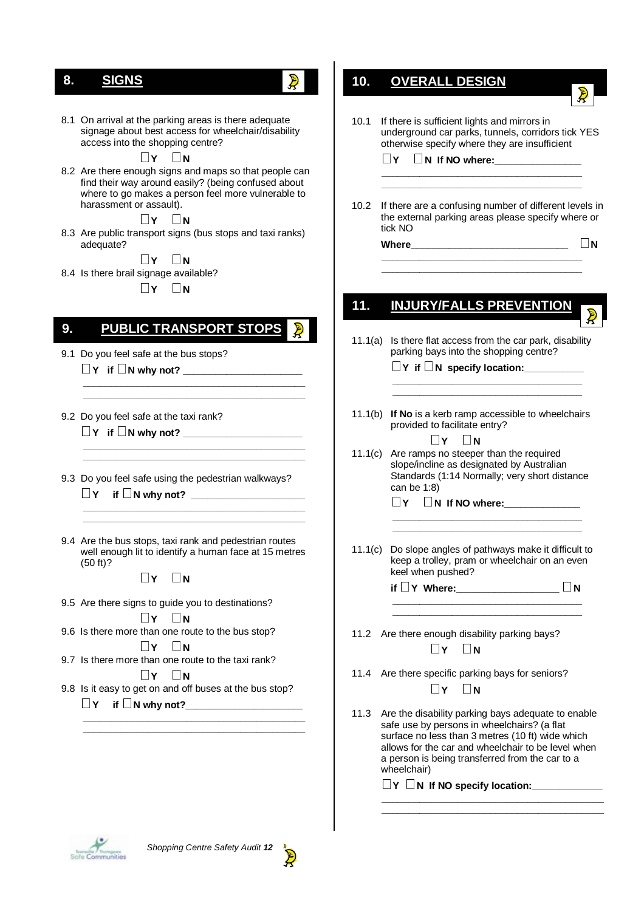## 8. SIGNS

8.1 On arrival at the parking areas is there adequate signage about best access for wheelchair/disability access into the shopping centre?

☐ **Y** ☐ **N**

8.2 Are there enough signs and maps so that people can find their way around easily? (being confused about where to go makes a person feel more vulnerable to harassment or assault).

☐ **Y** ☐ **N**

8.3 Are public transport signs (bus stops and taxi ranks) adequate?

☐ **Y** ☐ **N**

8.4 Is there brail signage available?

☐ **Y** ☐ **N**

## 9. PUBLIC TRANSPORT STOPS

9.1 Do you feel safe at the bus stops?

☐ **Y** **if** ☐ **N why not?** ____________________

______________________________________________

______________________________________________

9.2 Do you feel safe at the taxi rank?

☐ **Y** **if** ☐ **N why not?** ____________________

______________________________________________

______________________________________________

9.3 Do you feel safe using the pedestrian walkways?

☐ **Y** **if** ☐ **N why not?** ____________________

______________________________________________

______________________________________________

9.4 Are the bus stops, taxi rank and pedestrian routes well enough lit to identify a human face at 15 metres (50 ft)?

☐ **Y** ☐ **N**

9.5 Are there signs to guide you to destinations?

☐ **Y** ☐ **N**

9.6 Is there more than one route to the bus stop?

☐ **Y** ☐ **N**

9.7 Is there more than one route to the taxi rank?

☐ **Y** ☐ **N**

9.8 Is it easy to get on and off buses at the bus stop?

☐ **Y** **if** ☐ **N why not?**____________________

______________________________________________

______________________________________________

## 10. OVERALL DESIGN

10.1 If there is sufficient lights and mirrors in underground car parks, tunnels, corridors tick YES otherwise specify where they are insufficient

☐ **Y** ☐ **N If NO where:**_______________

______________________________________________

______________________________________________

10.2 If there are a confusing number of different levels in the external parking areas please specify where or tick NO

**Where**____________________________ ☐ **N**

______________________________________________

______________________________________________

## 11. INJURY/FALLS PREVENTION

11.1(a) Is there flat access from the car park, disability parking bays into the shopping centre?

☐ **Y** **if** ☐ **N specify location:**__________

______________________________________________

______________________________________________

11.1(b) **If No** is a kerb ramp accessible to wheelchairs provided to facilitate entry?

☐ **Y** ☐ **N**

11.1(c) Are ramps no steeper than the required slope/incline as designated by Australian Standards (1:14 Normally; very short distance can be 1:8)

☐ **Y** ☐ **N If NO where:**_____________

______________________________________________

______________________________________________

11.1(c) Do slope angles of pathways make it difficult to keep a trolley, pram or wheelchair on an even keel when pushed?

**if** ☐ **Y Where:**__________________ ☐ **N**

______________________________________________

______________________________________________

11.2 Are there enough disability parking bays?

☐ **Y** ☐ **N**

11.4 Are there specific parking bays for seniors?

☐ **Y** ☐ **N**

11.3 Are the disability parking bays adequate to enable safe use by persons in wheelchairs? (a flat surface no less than 3 metres (10 ft) wide which allows for the car and wheelchair to be level when a person is being transferred from the car to a wheelchair)

☐ **Y** ☐ **N If NO specify location:**____________

______________________________________________

______________________________________________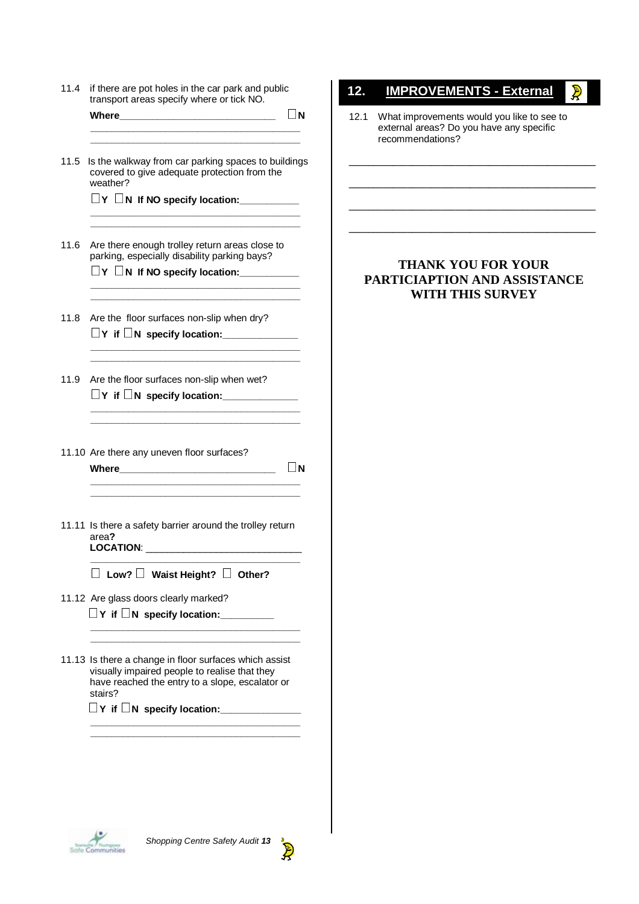11.4 if there are pot holes in the car park and public transport areas specify where or tick NO.

**Where**______________________________ ☐**N**

_______________________________________

_______________________________________

11.5 Is the walkway from car parking spaces to buildings covered to give adequate protection from the weather?

☐**Y** ☐**N If NO specify location:**___________

_______________________________________

_______________________________________

11.6 Are there enough trolley return areas close to parking, especially disability parking bays?

☐**Y** ☐**N If NO specify location:**___________

_______________________________________

_______________________________________

11.8 Are the floor surfaces non-slip when dry?

☐**Y if** ☐**N specify location:**_____________

_______________________________________

_______________________________________

11.9 Are the floor surfaces non-slip when wet?

☐**Y if** ☐**N specify location:**_____________

_______________________________________

_______________________________________

11.10 Are there any uneven floor surfaces?

**Where**______________________________ ☐**N**

_______________________________________

_______________________________________

11.11 Is there a safety barrier around the trolley return area**?**

**LOCATION**: _____________________________

_______________________________________

☐ **Low?** ☐ **Waist Height?** ☐ **Other?**

11.12 Are glass doors clearly marked?

☐**Y if** ☐**N specify location:**_________

_______________________________________

_______________________________________

11.13 Is there a change in floor surfaces which assist visually impaired people to realise that they have reached the entry to a slope, escalator or stairs?

☐**Y if** ☐**N specify location:**______________

_______________________________________

_______________________________________

## 12. IMPROVEMENTS - External

12.1 What improvements would you like to see to external areas? Do you have any specific recommendations?

_______________________________________

_______________________________________

_______________________________________

_______________________________________

**THANK YOU FOR YOUR PARTICIAPTION AND ASSISTANCE WITH THIS SURVEY**